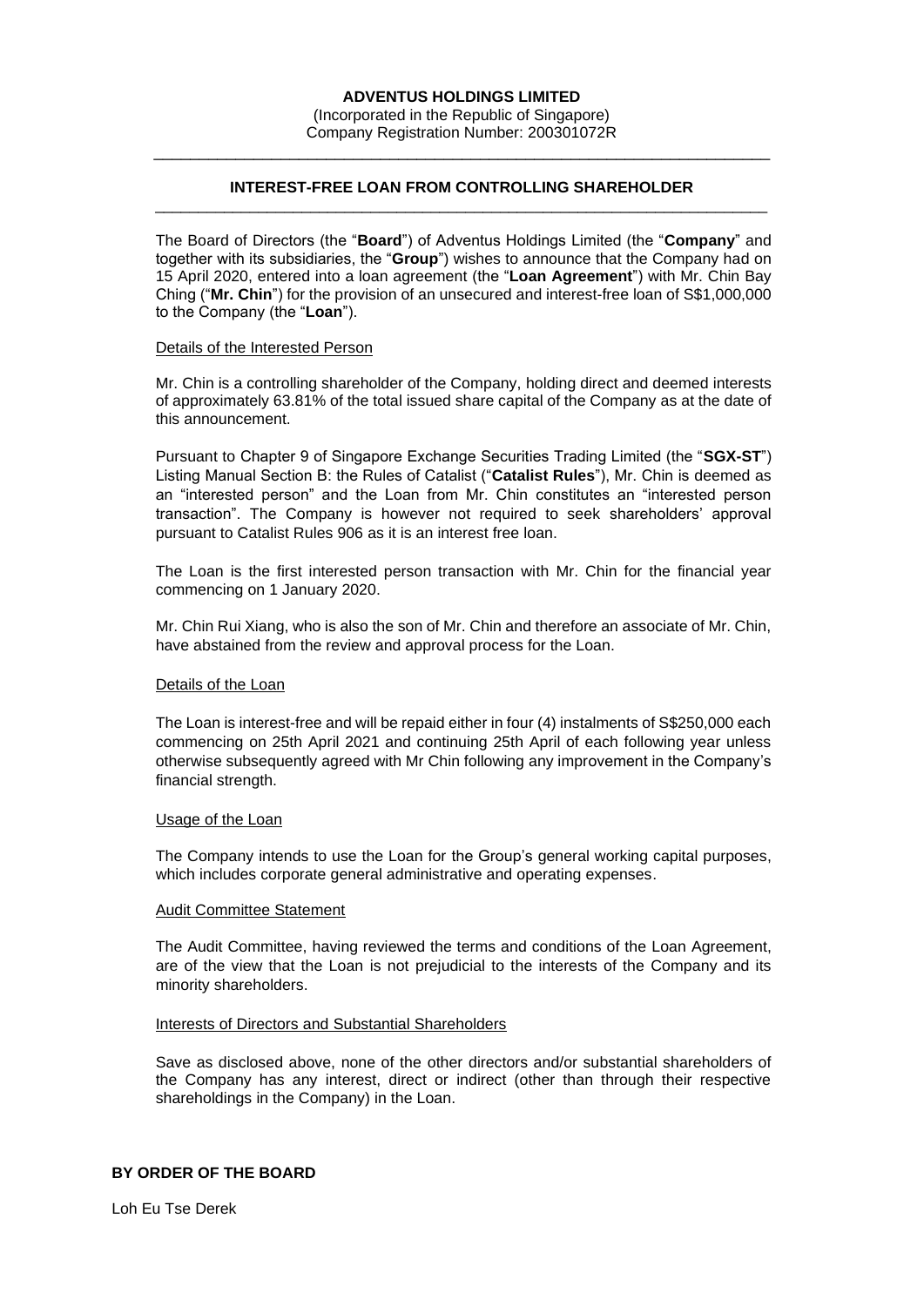**ADVENTUS HOLDINGS LIMITED**

(Incorporated in the Republic of Singapore)
Company Registration Number: 200301072R

---

## INTEREST-FREE LOAN FROM CONTROLLING SHAREHOLDER

---

The Board of Directors (the "**Board**") of Adventus Holdings Limited (the "**Company**" and together with its subsidiaries, the "**Group**") wishes to announce that the Company had on 15 April 2020, entered into a loan agreement (the "**Loan Agreement**") with Mr. Chin Bay Ching ("**Mr. Chin**") for the provision of an unsecured and interest-free loan of S$1,000,000 to the Company (the "**Loan**").

Details of the Interested Person

Mr. Chin is a controlling shareholder of the Company, holding direct and deemed interests of approximately 63.81% of the total issued share capital of the Company as at the date of this announcement.

Pursuant to Chapter 9 of Singapore Exchange Securities Trading Limited (the "**SGX-ST**") Listing Manual Section B: the Rules of Catalist ("**Catalist Rules**"), Mr. Chin is deemed as an "interested person" and the Loan from Mr. Chin constitutes an "interested person transaction". The Company is however not required to seek shareholders' approval pursuant to Catalist Rules 906 as it is an interest free loan.

The Loan is the first interested person transaction with Mr. Chin for the financial year commencing on 1 January 2020.

Mr. Chin Rui Xiang, who is also the son of Mr. Chin and therefore an associate of Mr. Chin, have abstained from the review and approval process for the Loan.

Details of the Loan

The Loan is interest-free and will be repaid either in four (4) instalments of S$250,000 each commencing on 25th April 2021 and continuing 25th April of each following year unless otherwise subsequently agreed with Mr Chin following any improvement in the Company's financial strength.

Usage of the Loan

The Company intends to use the Loan for the Group's general working capital purposes, which includes corporate general administrative and operating expenses.

Audit Committee Statement

The Audit Committee, having reviewed the terms and conditions of the Loan Agreement, are of the view that the Loan is not prejudicial to the interests of the Company and its minority shareholders.

Interests of Directors and Substantial Shareholders

Save as disclosed above, none of the other directors and/or substantial shareholders of the Company has any interest, direct or indirect (other than through their respective shareholdings in the Company) in the Loan.

**BY ORDER OF THE BOARD**

Loh Eu Tse Derek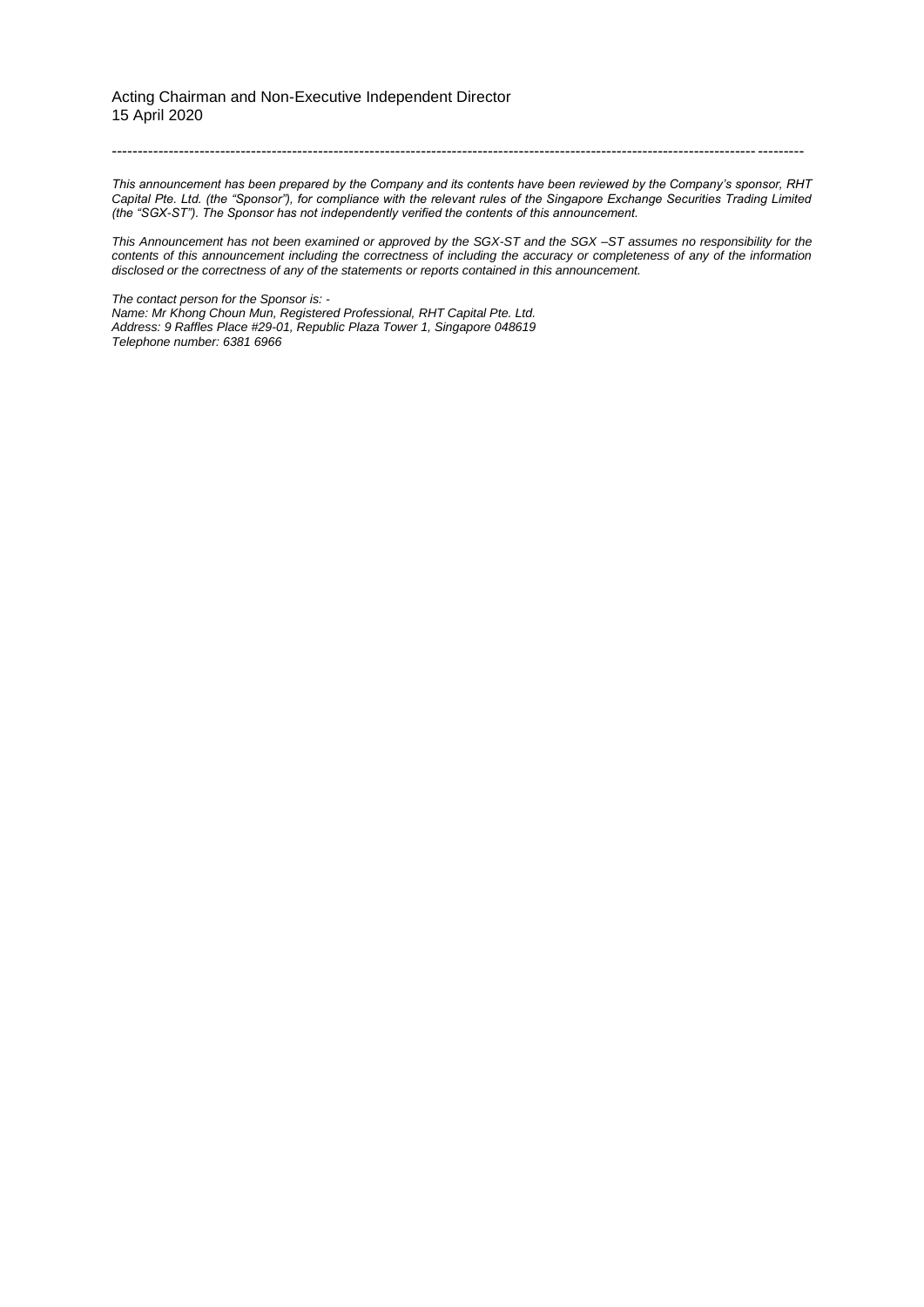Acting Chairman and Non-Executive Independent Director
15 April 2020

---

*This announcement has been prepared by the Company and its contents have been reviewed by the Company's sponsor, RHT Capital Pte. Ltd. (the "Sponsor"), for compliance with the relevant rules of the Singapore Exchange Securities Trading Limited (the "SGX-ST"). The Sponsor has not independently verified the contents of this announcement.*

*This Announcement has not been examined or approved by the SGX-ST and the SGX –ST assumes no responsibility for the contents of this announcement including the correctness of including the accuracy or completeness of any of the information disclosed or the correctness of any of the statements or reports contained in this announcement.*

*The contact person for the Sponsor is: -*
*Name: Mr Khong Choun Mun, Registered Professional, RHT Capital Pte. Ltd.*
*Address: 9 Raffles Place #29-01, Republic Plaza Tower 1, Singapore 048619*
*Telephone number: 6381 6966*